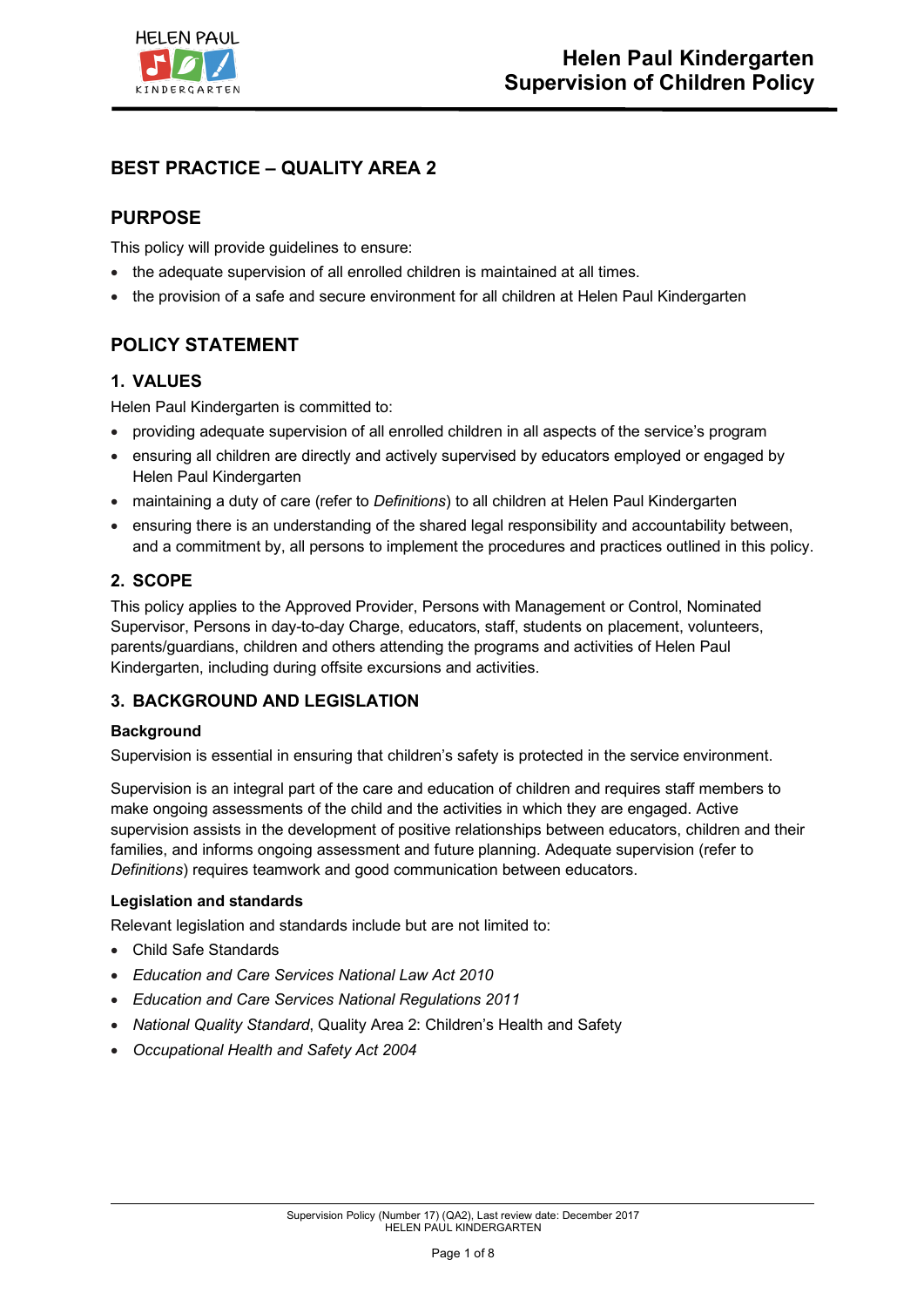# Helen Paul Kindergarten
# Supervision of Children Policy

## BEST PRACTICE – QUALITY AREA 2

## PURPOSE

This policy will provide guidelines to ensure:

- the adequate supervision of all enrolled children is maintained at all times.
- the provision of a safe and secure environment for all children at Helen Paul Kindergarten

## POLICY STATEMENT

### 1. VALUES

Helen Paul Kindergarten is committed to:

- providing adequate supervision of all enrolled children in all aspects of the service's program
- ensuring all children are directly and actively supervised by educators employed or engaged by Helen Paul Kindergarten
- maintaining a duty of care (refer to *Definitions*) to all children at Helen Paul Kindergarten
- ensuring there is an understanding of the shared legal responsibility and accountability between, and a commitment by, all persons to implement the procedures and practices outlined in this policy.

### 2. SCOPE

This policy applies to the Approved Provider, Persons with Management or Control, Nominated Supervisor, Persons in day-to-day Charge, educators, staff, students on placement, volunteers, parents/guardians, children and others attending the programs and activities of Helen Paul Kindergarten, including during offsite excursions and activities.

### 3. BACKGROUND AND LEGISLATION

**Background**

Supervision is essential in ensuring that children's safety is protected in the service environment.

Supervision is an integral part of the care and education of children and requires staff members to make ongoing assessments of the child and the activities in which they are engaged. Active supervision assists in the development of positive relationships between educators, children and their families, and informs ongoing assessment and future planning. Adequate supervision (refer to *Definitions*) requires teamwork and good communication between educators.

**Legislation and standards**

Relevant legislation and standards include but are not limited to:

- Child Safe Standards
- *Education and Care Services National Law Act 2010*
- *Education and Care Services National Regulations 2011*
- *National Quality Standard*, Quality Area 2: Children's Health and Safety
- *Occupational Health and Safety Act 2004*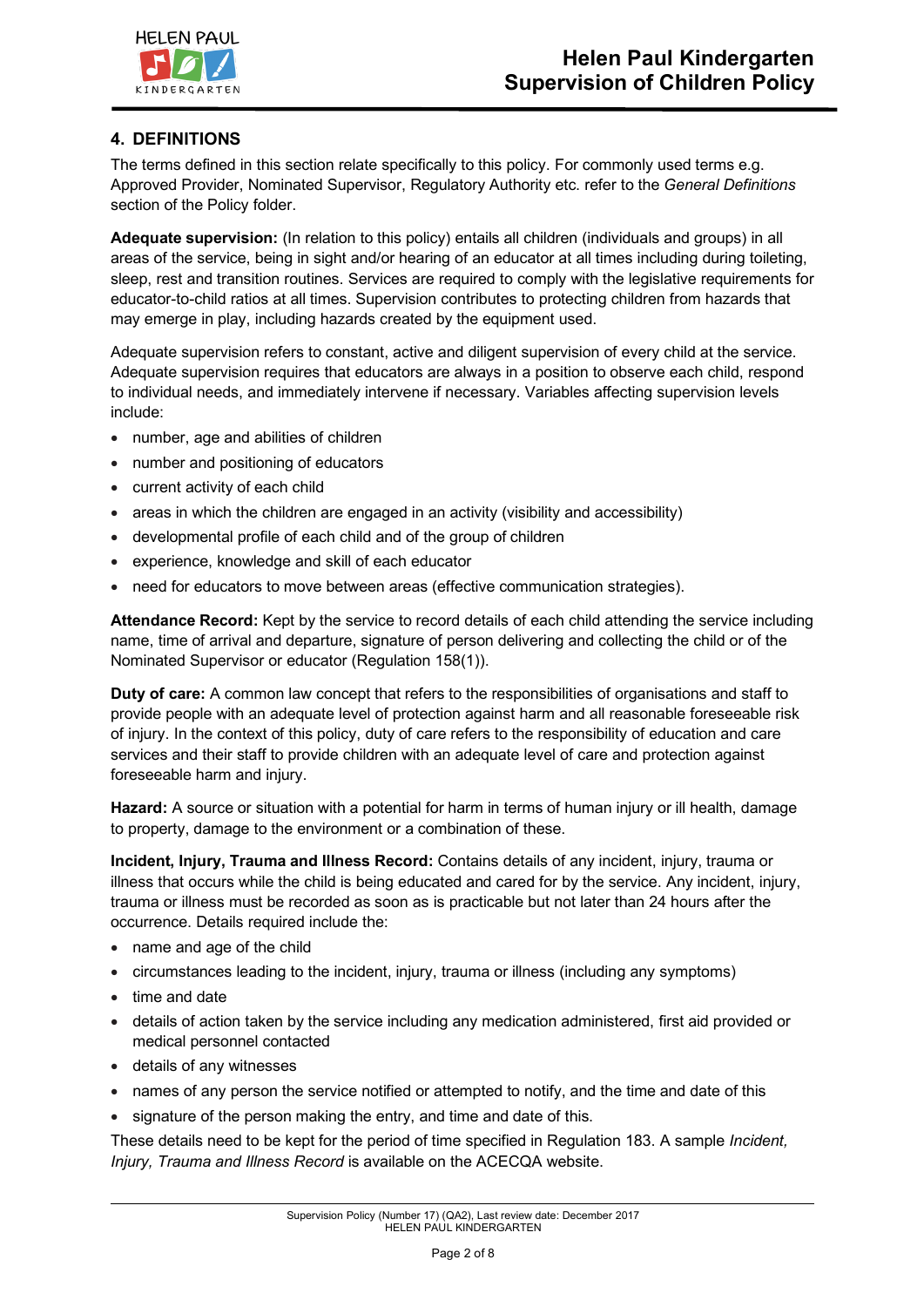## 4. DEFINITIONS

The terms defined in this section relate specifically to this policy. For commonly used terms e.g. Approved Provider, Nominated Supervisor, Regulatory Authority etc. refer to the *General Definitions* section of the Policy folder.

**Adequate supervision:** (In relation to this policy) entails all children (individuals and groups) in all areas of the service, being in sight and/or hearing of an educator at all times including during toileting, sleep, rest and transition routines. Services are required to comply with the legislative requirements for educator-to-child ratios at all times. Supervision contributes to protecting children from hazards that may emerge in play, including hazards created by the equipment used.

Adequate supervision refers to constant, active and diligent supervision of every child at the service. Adequate supervision requires that educators are always in a position to observe each child, respond to individual needs, and immediately intervene if necessary. Variables affecting supervision levels include:

- number, age and abilities of children
- number and positioning of educators
- current activity of each child
- areas in which the children are engaged in an activity (visibility and accessibility)
- developmental profile of each child and of the group of children
- experience, knowledge and skill of each educator
- need for educators to move between areas (effective communication strategies).

**Attendance Record:** Kept by the service to record details of each child attending the service including name, time of arrival and departure, signature of person delivering and collecting the child or of the Nominated Supervisor or educator (Regulation 158(1)).

**Duty of care:** A common law concept that refers to the responsibilities of organisations and staff to provide people with an adequate level of protection against harm and all reasonable foreseeable risk of injury. In the context of this policy, duty of care refers to the responsibility of education and care services and their staff to provide children with an adequate level of care and protection against foreseeable harm and injury.

**Hazard:** A source or situation with a potential for harm in terms of human injury or ill health, damage to property, damage to the environment or a combination of these.

**Incident, Injury, Trauma and Illness Record:** Contains details of any incident, injury, trauma or illness that occurs while the child is being educated and cared for by the service. Any incident, injury, trauma or illness must be recorded as soon as is practicable but not later than 24 hours after the occurrence. Details required include the:

- name and age of the child
- circumstances leading to the incident, injury, trauma or illness (including any symptoms)
- time and date
- details of action taken by the service including any medication administered, first aid provided or medical personnel contacted
- details of any witnesses
- names of any person the service notified or attempted to notify, and the time and date of this
- signature of the person making the entry, and time and date of this.

These details need to be kept for the period of time specified in Regulation 183. A sample *Incident, Injury, Trauma and Illness Record* is available on the ACECQA website.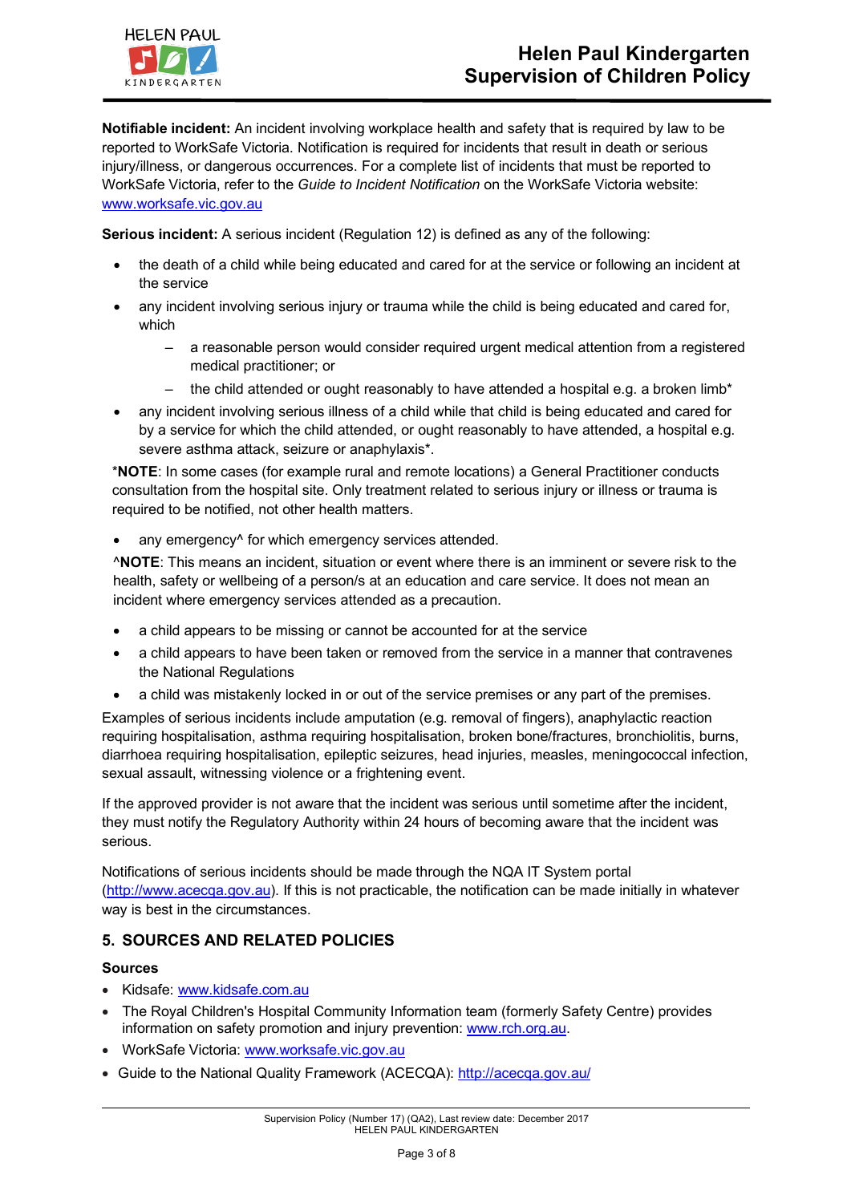**Notifiable incident:** An incident involving workplace health and safety that is required by law to be reported to WorkSafe Victoria. Notification is required for incidents that result in death or serious injury/illness, or dangerous occurrences. For a complete list of incidents that must be reported to WorkSafe Victoria, refer to the *Guide to Incident Notification* on the WorkSafe Victoria website: www.worksafe.vic.gov.au

**Serious incident:** A serious incident (Regulation 12) is defined as any of the following:

- the death of a child while being educated and cared for at the service or following an incident at the service
- any incident involving serious injury or trauma while the child is being educated and cared for, which
  - a reasonable person would consider required urgent medical attention from a registered medical practitioner; or
  - the child attended or ought reasonably to have attended a hospital e.g. a broken limb*
- any incident involving serious illness of a child while that child is being educated and cared for by a service for which the child attended, or ought reasonably to have attended, a hospital e.g. severe asthma attack, seizure or anaphylaxis*.

*__NOTE__: In some cases (for example rural and remote locations) a General Practitioner conducts consultation from the hospital site. Only treatment related to serious injury or illness or trauma is required to be notified, not other health matters.

- any emergency^ for which emergency services attended.

^**NOTE**: This means an incident, situation or event where there is an imminent or severe risk to the health, safety or wellbeing of a person/s at an education and care service. It does not mean an incident where emergency services attended as a precaution.

- a child appears to be missing or cannot be accounted for at the service
- a child appears to have been taken or removed from the service in a manner that contravenes the National Regulations
- a child was mistakenly locked in or out of the service premises or any part of the premises.

Examples of serious incidents include amputation (e.g. removal of fingers), anaphylactic reaction requiring hospitalisation, asthma requiring hospitalisation, broken bone/fractures, bronchiolitis, burns, diarrhoea requiring hospitalisation, epileptic seizures, head injuries, measles, meningococcal infection, sexual assault, witnessing violence or a frightening event.

If the approved provider is not aware that the incident was serious until sometime after the incident, they must notify the Regulatory Authority within 24 hours of becoming aware that the incident was serious.

Notifications of serious incidents should be made through the NQA IT System portal (http://www.acecqa.gov.au). If this is not practicable, the notification can be made initially in whatever way is best in the circumstances.

## 5. SOURCES AND RELATED POLICIES

### Sources

- Kidsafe: www.kidsafe.com.au
- The Royal Children's Hospital Community Information team (formerly Safety Centre) provides information on safety promotion and injury prevention: www.rch.org.au.
- WorkSafe Victoria: www.worksafe.vic.gov.au
- Guide to the National Quality Framework (ACECQA): http://acecqa.gov.au/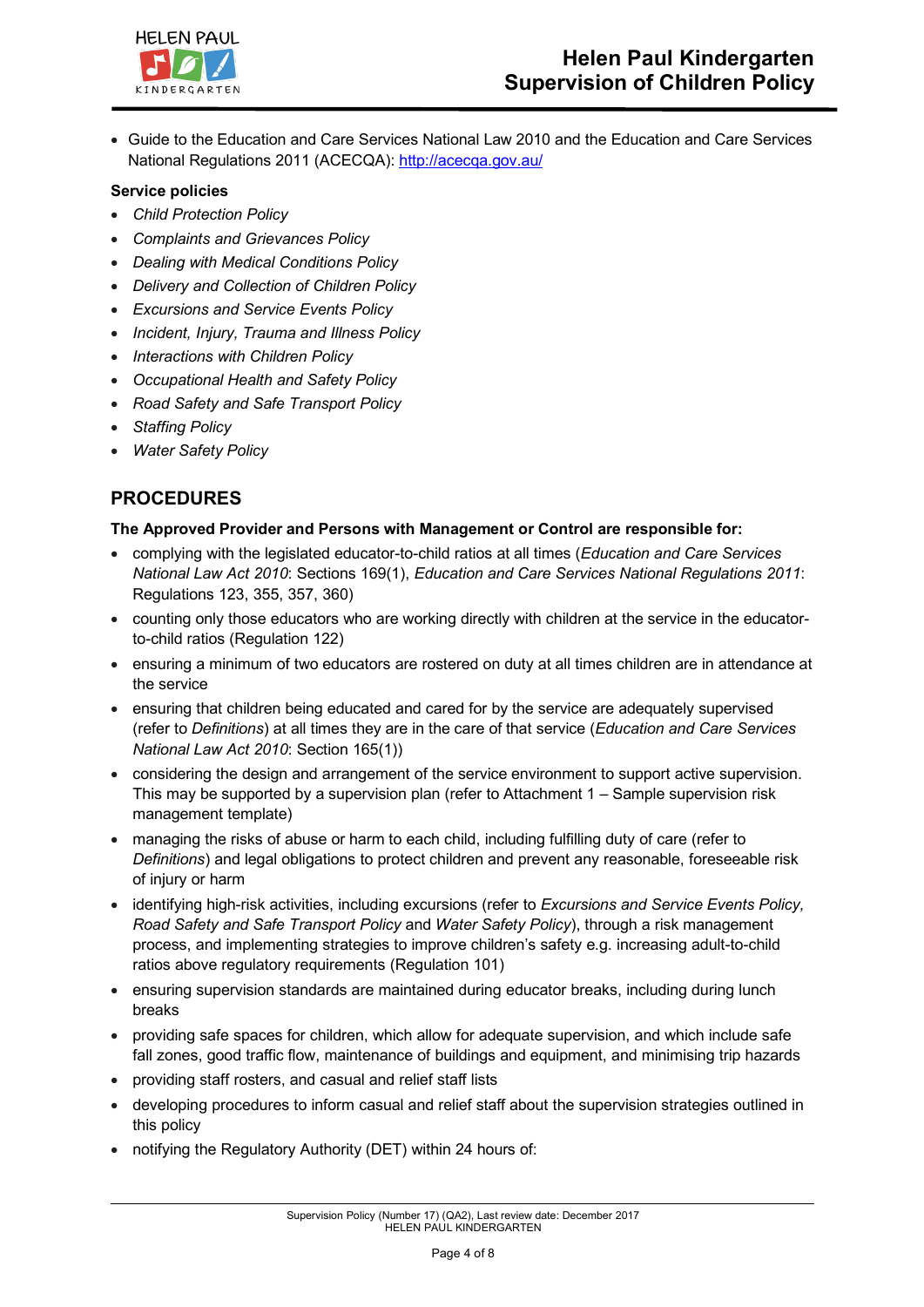- Guide to the Education and Care Services National Law 2010 and the Education and Care Services National Regulations 2011 (ACECQA): http://acecqa.gov.au/

**Service policies**

- *Child Protection Policy*
- *Complaints and Grievances Policy*
- *Dealing with Medical Conditions Policy*
- *Delivery and Collection of Children Policy*
- *Excursions and Service Events Policy*
- *Incident, Injury, Trauma and Illness Policy*
- *Interactions with Children Policy*
- *Occupational Health and Safety Policy*
- *Road Safety and Safe Transport Policy*
- *Staffing Policy*
- *Water Safety Policy*

## PROCEDURES

**The Approved Provider and Persons with Management or Control are responsible for:**

- complying with the legislated educator-to-child ratios at all times (*Education and Care Services National Law Act 2010*: Sections 169(1), *Education and Care Services National Regulations 2011*: Regulations 123, 355, 357, 360)
- counting only those educators who are working directly with children at the service in the educator-to-child ratios (Regulation 122)
- ensuring a minimum of two educators are rostered on duty at all times children are in attendance at the service
- ensuring that children being educated and cared for by the service are adequately supervised (refer to *Definitions*) at all times they are in the care of that service (*Education and Care Services National Law Act 2010*: Section 165(1))
- considering the design and arrangement of the service environment to support active supervision. This may be supported by a supervision plan (refer to Attachment 1 – Sample supervision risk management template)
- managing the risks of abuse or harm to each child, including fulfilling duty of care (refer to *Definitions*) and legal obligations to protect children and prevent any reasonable, foreseeable risk of injury or harm
- identifying high-risk activities, including excursions (refer to *Excursions and Service Events Policy, Road Safety and Safe Transport Policy* and *Water Safety Policy*), through a risk management process, and implementing strategies to improve children's safety e.g. increasing adult-to-child ratios above regulatory requirements (Regulation 101)
- ensuring supervision standards are maintained during educator breaks, including during lunch breaks
- providing safe spaces for children, which allow for adequate supervision, and which include safe fall zones, good traffic flow, maintenance of buildings and equipment, and minimising trip hazards
- providing staff rosters, and casual and relief staff lists
- developing procedures to inform casual and relief staff about the supervision strategies outlined in this policy
- notifying the Regulatory Authority (DET) within 24 hours of: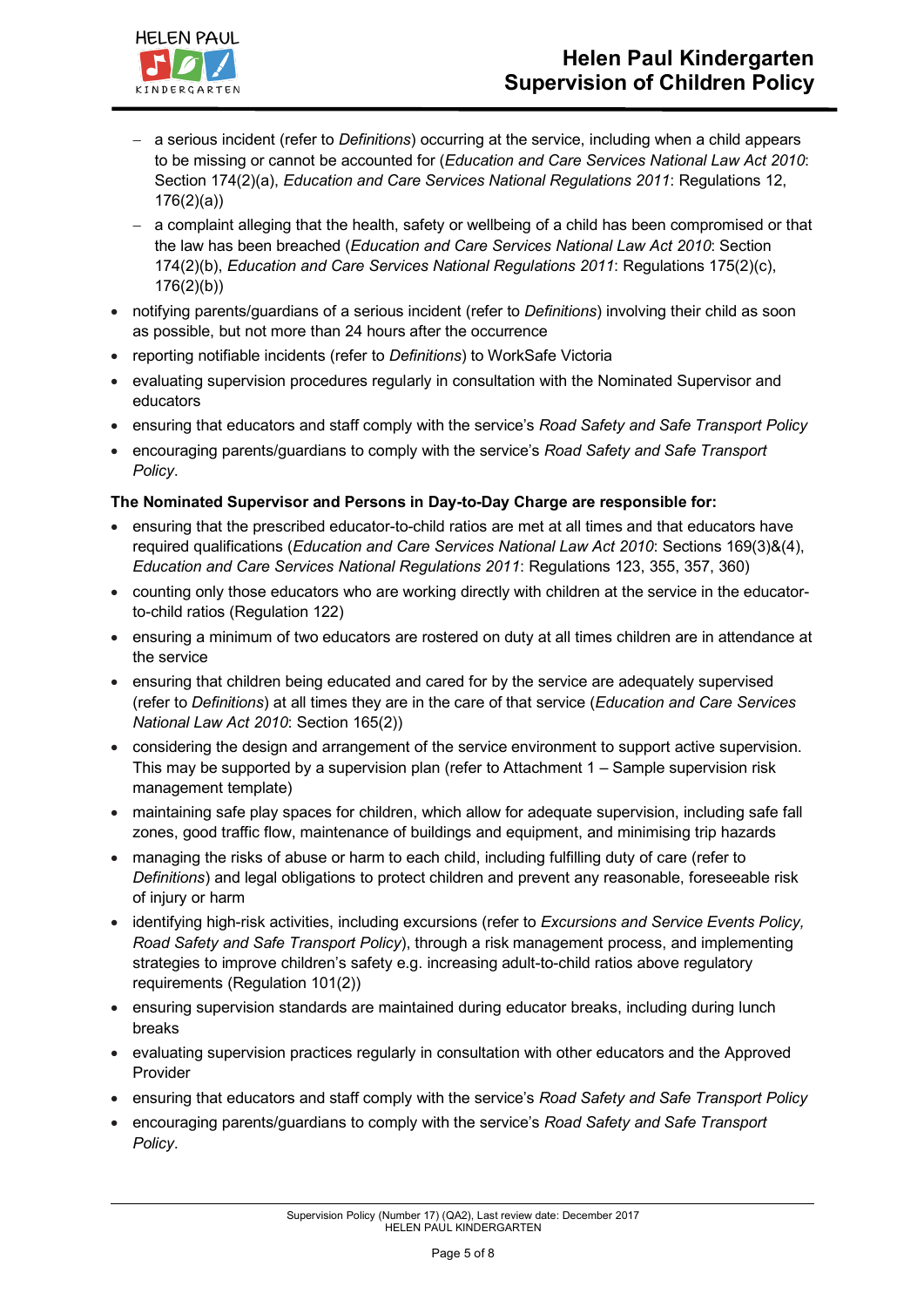- a serious incident (refer to *Definitions*) occurring at the service, including when a child appears to be missing or cannot be accounted for (*Education and Care Services National Law Act 2010*: Section 174(2)(a), *Education and Care Services National Regulations 2011*: Regulations 12, 176(2)(a))
  - a complaint alleging that the health, safety or wellbeing of a child has been compromised or that the law has been breached (*Education and Care Services National Law Act 2010*: Section 174(2)(b), *Education and Care Services National Regulations 2011*: Regulations 175(2)(c), 176(2)(b))
- notifying parents/guardians of a serious incident (refer to *Definitions*) involving their child as soon as possible, but not more than 24 hours after the occurrence
- reporting notifiable incidents (refer to *Definitions*) to WorkSafe Victoria
- evaluating supervision procedures regularly in consultation with the Nominated Supervisor and educators
- ensuring that educators and staff comply with the service's *Road Safety and Safe Transport Policy*
- encouraging parents/guardians to comply with the service's *Road Safety and Safe Transport Policy*.

**The Nominated Supervisor and Persons in Day-to-Day Charge are responsible for:**

- ensuring that the prescribed educator-to-child ratios are met at all times and that educators have required qualifications (*Education and Care Services National Law Act 2010*: Sections 169(3)&(4), *Education and Care Services National Regulations 2011*: Regulations 123, 355, 357, 360)
- counting only those educators who are working directly with children at the service in the educator-to-child ratios (Regulation 122)
- ensuring a minimum of two educators are rostered on duty at all times children are in attendance at the service
- ensuring that children being educated and cared for by the service are adequately supervised (refer to *Definitions*) at all times they are in the care of that service (*Education and Care Services National Law Act 2010*: Section 165(2))
- considering the design and arrangement of the service environment to support active supervision. This may be supported by a supervision plan (refer to Attachment 1 – Sample supervision risk management template)
- maintaining safe play spaces for children, which allow for adequate supervision, including safe fall zones, good traffic flow, maintenance of buildings and equipment, and minimising trip hazards
- managing the risks of abuse or harm to each child, including fulfilling duty of care (refer to *Definitions*) and legal obligations to protect children and prevent any reasonable, foreseeable risk of injury or harm
- identifying high-risk activities, including excursions (refer to *Excursions and Service Events Policy, Road Safety and Safe Transport Policy*), through a risk management process, and implementing strategies to improve children's safety e.g. increasing adult-to-child ratios above regulatory requirements (Regulation 101(2))
- ensuring supervision standards are maintained during educator breaks, including during lunch breaks
- evaluating supervision practices regularly in consultation with other educators and the Approved Provider
- ensuring that educators and staff comply with the service's *Road Safety and Safe Transport Policy*
- encouraging parents/guardians to comply with the service's *Road Safety and Safe Transport Policy*.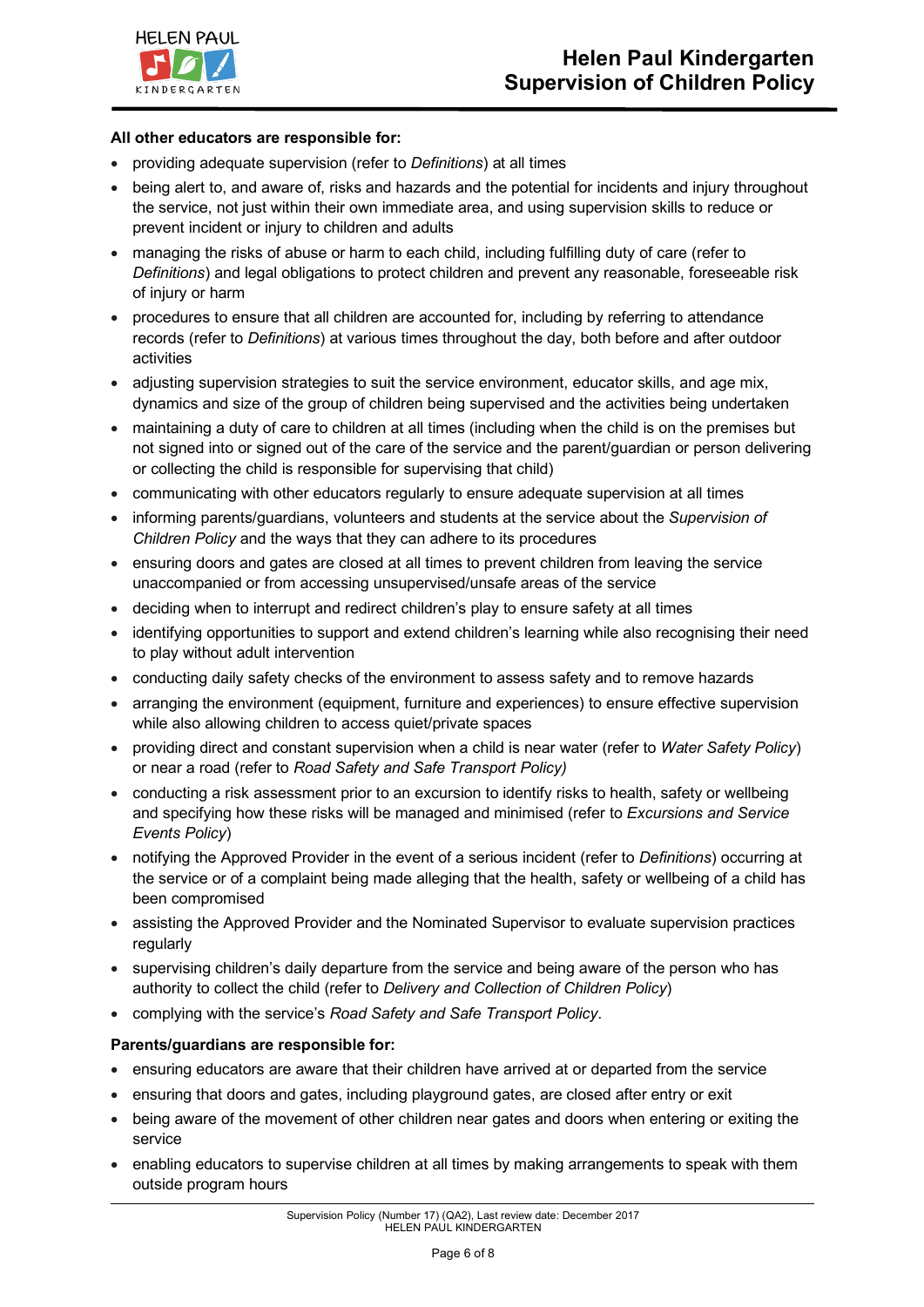**All other educators are responsible for:**

- providing adequate supervision (refer to *Definitions*) at all times
- being alert to, and aware of, risks and hazards and the potential for incidents and injury throughout the service, not just within their own immediate area, and using supervision skills to reduce or prevent incident or injury to children and adults
- managing the risks of abuse or harm to each child, including fulfilling duty of care (refer to *Definitions*) and legal obligations to protect children and prevent any reasonable, foreseeable risk of injury or harm
- procedures to ensure that all children are accounted for, including by referring to attendance records (refer to *Definitions*) at various times throughout the day, both before and after outdoor activities
- adjusting supervision strategies to suit the service environment, educator skills, and age mix, dynamics and size of the group of children being supervised and the activities being undertaken
- maintaining a duty of care to children at all times (including when the child is on the premises but not signed into or signed out of the care of the service and the parent/guardian or person delivering or collecting the child is responsible for supervising that child)
- communicating with other educators regularly to ensure adequate supervision at all times
- informing parents/guardians, volunteers and students at the service about the *Supervision of Children Policy* and the ways that they can adhere to its procedures
- ensuring doors and gates are closed at all times to prevent children from leaving the service unaccompanied or from accessing unsupervised/unsafe areas of the service
- deciding when to interrupt and redirect children's play to ensure safety at all times
- identifying opportunities to support and extend children's learning while also recognising their need to play without adult intervention
- conducting daily safety checks of the environment to assess safety and to remove hazards
- arranging the environment (equipment, furniture and experiences) to ensure effective supervision while also allowing children to access quiet/private spaces
- providing direct and constant supervision when a child is near water (refer to *Water Safety Policy*) or near a road (refer to *Road Safety and Safe Transport Policy)*
- conducting a risk assessment prior to an excursion to identify risks to health, safety or wellbeing and specifying how these risks will be managed and minimised (refer to *Excursions and Service Events Policy*)
- notifying the Approved Provider in the event of a serious incident (refer to *Definitions*) occurring at the service or of a complaint being made alleging that the health, safety or wellbeing of a child has been compromised
- assisting the Approved Provider and the Nominated Supervisor to evaluate supervision practices regularly
- supervising children's daily departure from the service and being aware of the person who has authority to collect the child (refer to *Delivery and Collection of Children Policy*)
- complying with the service's *Road Safety and Safe Transport Policy*.

**Parents/guardians are responsible for:**

- ensuring educators are aware that their children have arrived at or departed from the service
- ensuring that doors and gates, including playground gates, are closed after entry or exit
- being aware of the movement of other children near gates and doors when entering or exiting the service
- enabling educators to supervise children at all times by making arrangements to speak with them outside program hours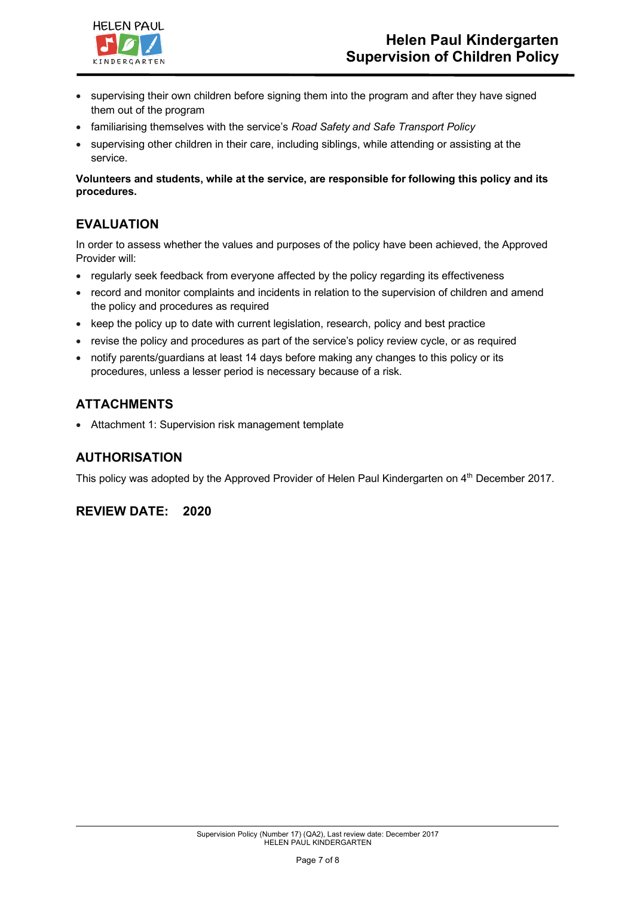- supervising their own children before signing them into the program and after they have signed them out of the program
- familiarising themselves with the service's *Road Safety and Safe Transport Policy*
- supervising other children in their care, including siblings, while attending or assisting at the service.

**Volunteers and students, while at the service, are responsible for following this policy and its procedures.**

## EVALUATION

In order to assess whether the values and purposes of the policy have been achieved, the Approved Provider will:

- regularly seek feedback from everyone affected by the policy regarding its effectiveness
- record and monitor complaints and incidents in relation to the supervision of children and amend the policy and procedures as required
- keep the policy up to date with current legislation, research, policy and best practice
- revise the policy and procedures as part of the service's policy review cycle, or as required
- notify parents/guardians at least 14 days before making any changes to this policy or its procedures, unless a lesser period is necessary because of a risk.

## ATTACHMENTS

- Attachment 1: Supervision risk management template

## AUTHORISATION

This policy was adopted by the Approved Provider of Helen Paul Kindergarten on 4th December 2017.

## REVIEW DATE: 2020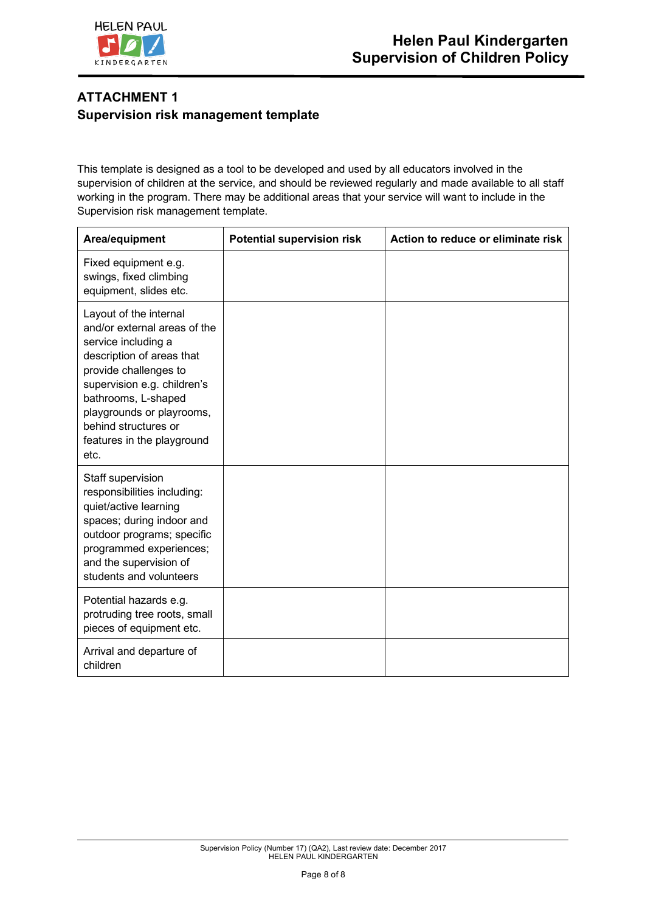## ATTACHMENT 1

### Supervision risk management template

This template is designed as a tool to be developed and used by all educators involved in the supervision of children at the service, and should be reviewed regularly and made available to all staff working in the program. There may be additional areas that your service will want to include in the Supervision risk management template.

| Area/equipment | Potential supervision risk | Action to reduce or eliminate risk |
|---|---|---|
| Fixed equipment e.g. swings, fixed climbing equipment, slides etc. | | |
| Layout of the internal and/or external areas of the service including a description of areas that provide challenges to supervision e.g. children's bathrooms, L-shaped playgrounds or playrooms, behind structures or features in the playground etc. | | |
| Staff supervision responsibilities including: quiet/active learning spaces; during indoor and outdoor programs; specific programmed experiences; and the supervision of students and volunteers | | |
| Potential hazards e.g. protruding tree roots, small pieces of equipment etc. | | |
| Arrival and departure of children | | |